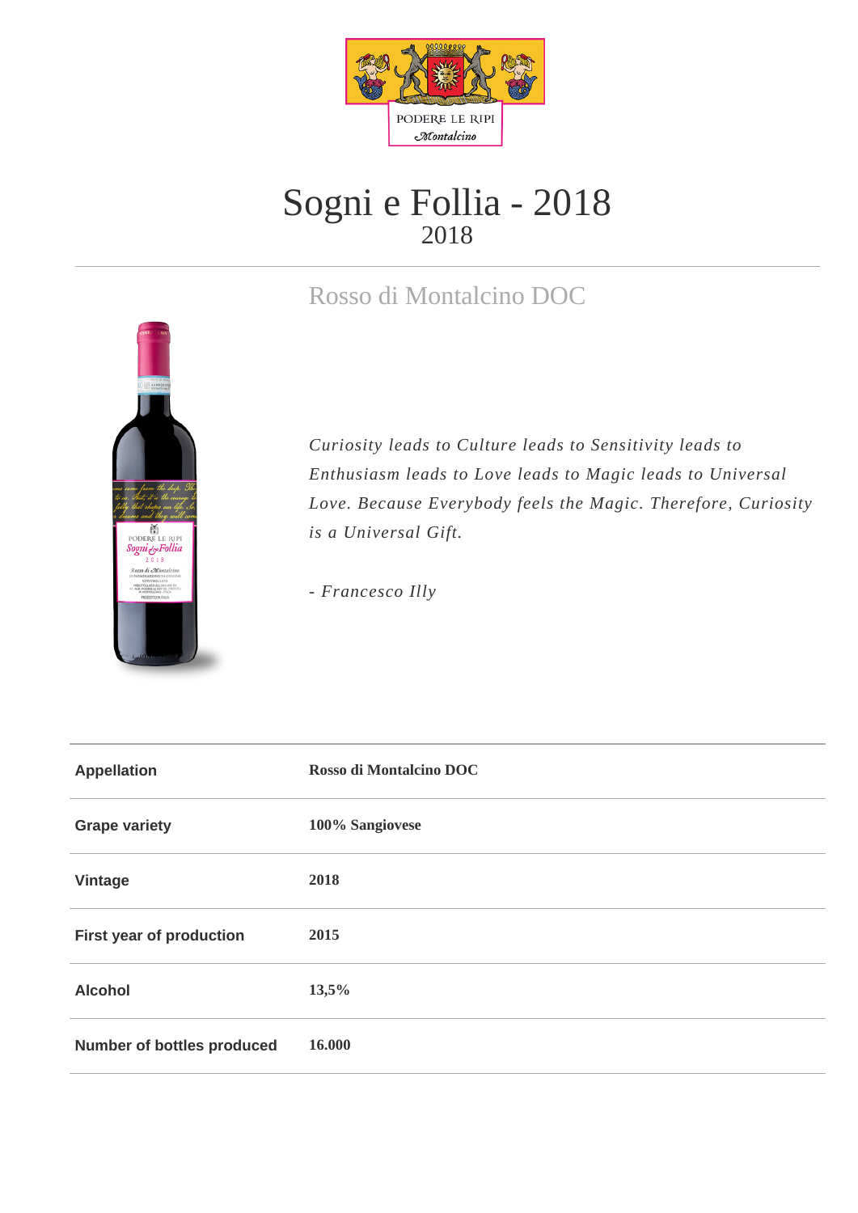PODERE LE RIPI
Montalcino

# Sogni e Follia - 2018

2018

## Rosso di Montalcino DOC

*Curiosity leads to Culture leads to Sensitivity leads to Enthusiasm leads to Love leads to Magic leads to Universal Love. Because Everybody feels the Magic. Therefore, Curiosity is a Universal Gift.*

*- Francesco Illy*

| | |
|---|---|
| **Appellation** | **Rosso di Montalcino DOC** |
| **Grape variety** | **100% Sangiovese** |
| **Vintage** | **2018** |
| **First year of production** | **2015** |
| **Alcohol** | **13,5%** |
| **Number of bottles produced** | **16.000** |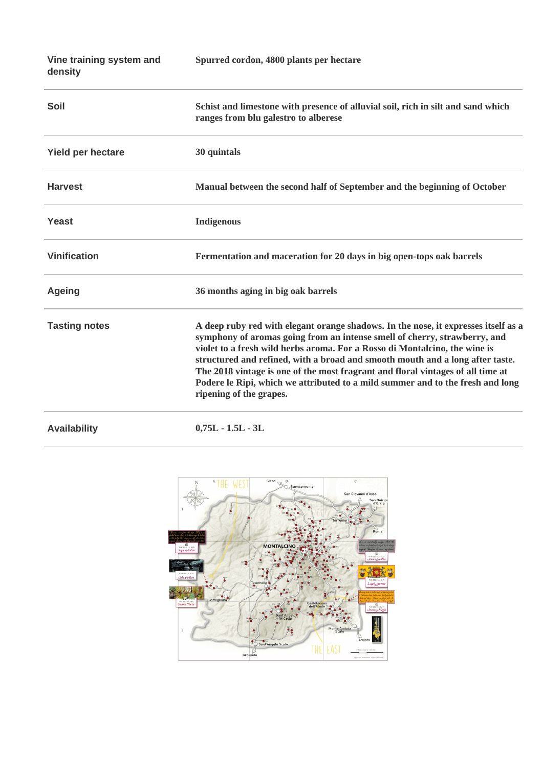| | |
|---|---|
| **Vine training system and density** | **Spurred cordon, 4800 plants per hectare** |
| **Soil** | **Schist and limestone with presence of alluvial soil, rich in silt and sand which ranges from blu galestro to alberese** |
| **Yield per hectare** | **30 quintals** |
| **Harvest** | **Manual between the second half of September and the beginning of October** |
| **Yeast** | **Indigenous** |
| **Vinification** | **Fermentation and maceration for 20 days in big open-tops oak barrels** |
| **Ageing** | **36 months aging in big oak barrels** |
| **Tasting notes** | **A deep ruby red with elegant orange shadows. In the nose, it expresses itself as a symphony of aromas going from an intense smell of cherry, strawberry, and violet to a fresh wild herbs aroma. For a Rosso di Montalcino, the wine is structured and refined, with a broad and smooth mouth and a long after taste. The 2018 vintage is one of the most fragrant and floral vintages of all time at Podere le Ripi, which we attributed to a mild summer and to the fresh and long ripening of the grapes.** |
| **Availability** | **0,75L - 1.5L - 3L** |